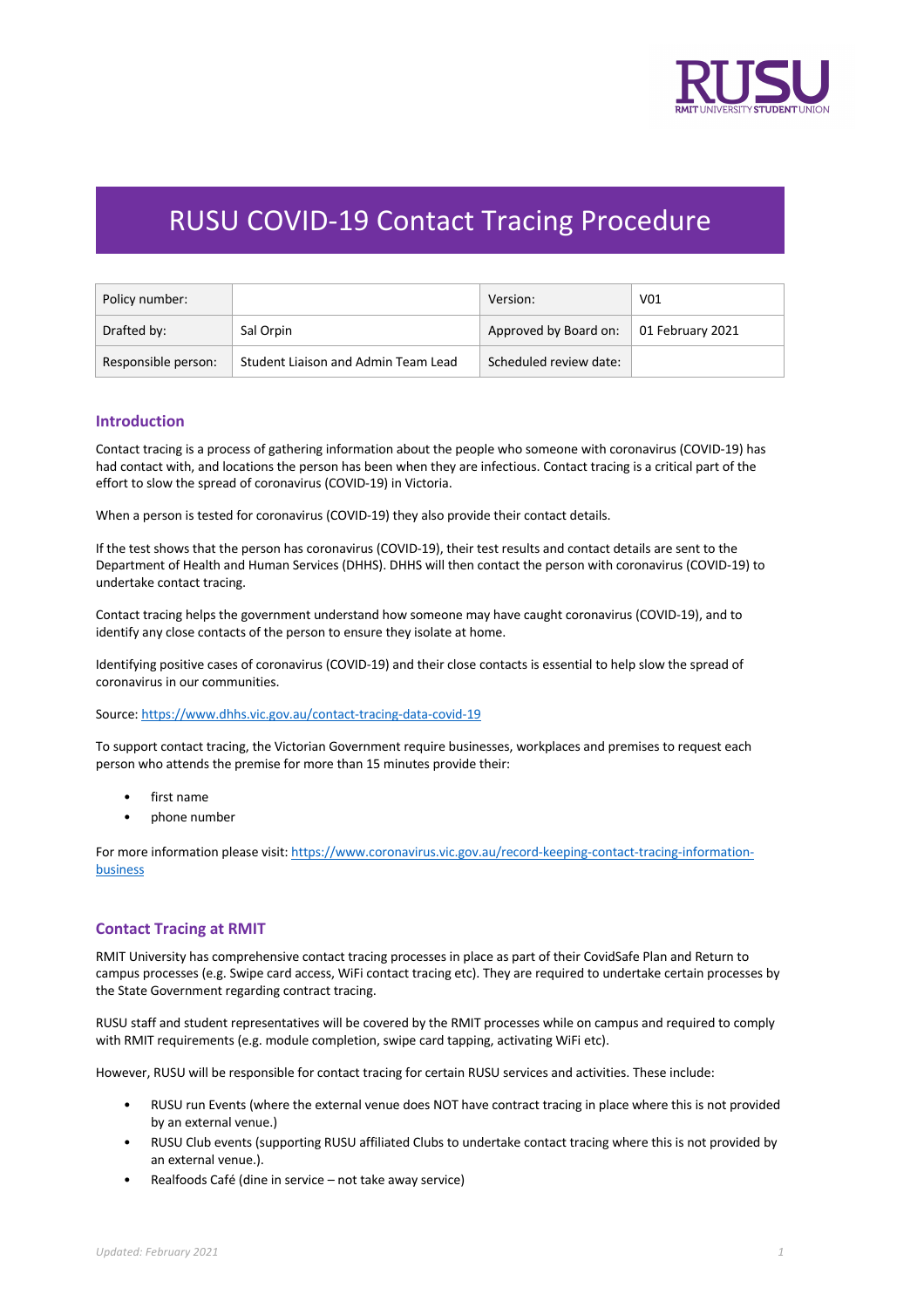# RUSU COVID-19 Contact Tracing Procedure

| Policy number: | | Version: | V01 |
|---|---|---|---|
| Drafted by: | Sal Orpin | Approved by Board on: | 01 February 2021 |
| Responsible person: | Student Liaison and Admin Team Lead | Scheduled review date: | |

## Introduction

Contact tracing is a process of gathering information about the people who someone with coronavirus (COVID-19) has had contact with, and locations the person has been when they are infectious. Contact tracing is a critical part of the effort to slow the spread of coronavirus (COVID-19) in Victoria.

When a person is tested for coronavirus (COVID-19) they also provide their contact details.

If the test shows that the person has coronavirus (COVID-19), their test results and contact details are sent to the Department of Health and Human Services (DHHS). DHHS will then contact the person with coronavirus (COVID-19) to undertake contact tracing.

Contact tracing helps the government understand how someone may have caught coronavirus (COVID-19), and to identify any close contacts of the person to ensure they isolate at home.

Identifying positive cases of coronavirus (COVID-19) and their close contacts is essential to help slow the spread of coronavirus in our communities.

Source: https://www.dhhs.vic.gov.au/contact-tracing-data-covid-19

To support contact tracing, the Victorian Government require businesses, workplaces and premises to request each person who attends the premise for more than 15 minutes provide their:

- first name
- phone number

For more information please visit: https://www.coronavirus.vic.gov.au/record-keeping-contact-tracing-information-business

## Contact Tracing at RMIT

RMIT University has comprehensive contact tracing processes in place as part of their CovidSafe Plan and Return to campus processes (e.g. Swipe card access, WiFi contact tracing etc). They are required to undertake certain processes by the State Government regarding contract tracing.

RUSU staff and student representatives will be covered by the RMIT processes while on campus and required to comply with RMIT requirements (e.g. module completion, swipe card tapping, activating WiFi etc).

However, RUSU will be responsible for contact tracing for certain RUSU services and activities. These include:

- RUSU run Events (where the external venue does NOT have contract tracing in place where this is not provided by an external venue.)
- RUSU Club events (supporting RUSU affiliated Clubs to undertake contact tracing where this is not provided by an external venue.).
- Realfoods Café (dine in service – not take away service)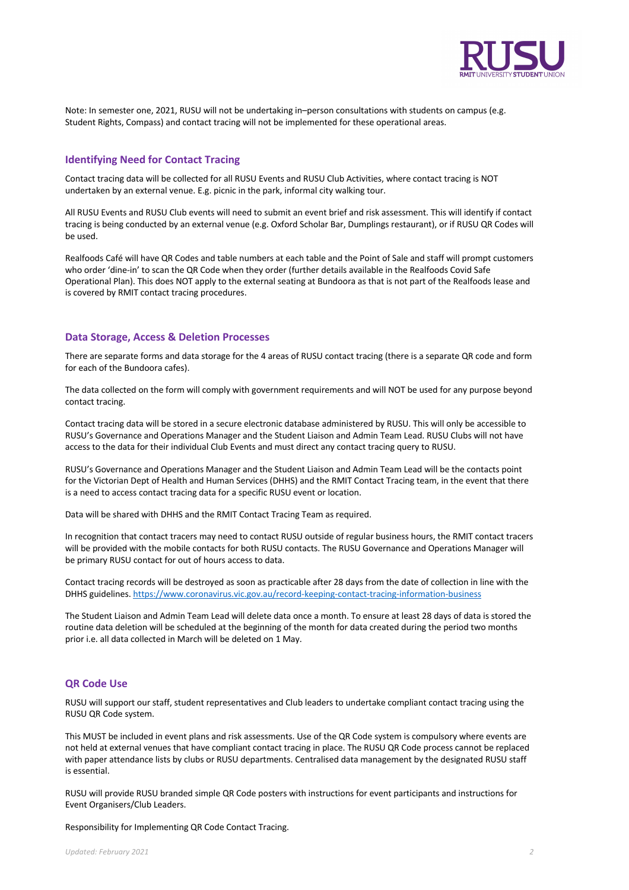Note: In semester one, 2021, RUSU will not be undertaking in–person consultations with students on campus (e.g. Student Rights, Compass) and contact tracing will not be implemented for these operational areas.

## Identifying Need for Contact Tracing

Contact tracing data will be collected for all RUSU Events and RUSU Club Activities, where contact tracing is NOT undertaken by an external venue. E.g. picnic in the park, informal city walking tour.

All RUSU Events and RUSU Club events will need to submit an event brief and risk assessment. This will identify if contact tracing is being conducted by an external venue (e.g. Oxford Scholar Bar, Dumplings restaurant), or if RUSU QR Codes will be used.

Realfoods Café will have QR Codes and table numbers at each table and the Point of Sale and staff will prompt customers who order 'dine-in' to scan the QR Code when they order (further details available in the Realfoods Covid Safe Operational Plan). This does NOT apply to the external seating at Bundoora as that is not part of the Realfoods lease and is covered by RMIT contact tracing procedures.

## Data Storage, Access & Deletion Processes

There are separate forms and data storage for the 4 areas of RUSU contact tracing (there is a separate QR code and form for each of the Bundoora cafes).

The data collected on the form will comply with government requirements and will NOT be used for any purpose beyond contact tracing.

Contact tracing data will be stored in a secure electronic database administered by RUSU. This will only be accessible to RUSU's Governance and Operations Manager and the Student Liaison and Admin Team Lead. RUSU Clubs will not have access to the data for their individual Club Events and must direct any contact tracing query to RUSU.

RUSU's Governance and Operations Manager and the Student Liaison and Admin Team Lead will be the contacts point for the Victorian Dept of Health and Human Services (DHHS) and the RMIT Contact Tracing team, in the event that there is a need to access contact tracing data for a specific RUSU event or location.

Data will be shared with DHHS and the RMIT Contact Tracing Team as required.

In recognition that contact tracers may need to contact RUSU outside of regular business hours, the RMIT contact tracers will be provided with the mobile contacts for both RUSU contacts. The RUSU Governance and Operations Manager will be primary RUSU contact for out of hours access to data.

Contact tracing records will be destroyed as soon as practicable after 28 days from the date of collection in line with the DHHS guidelines. https://www.coronavirus.vic.gov.au/record-keeping-contact-tracing-information-business

The Student Liaison and Admin Team Lead will delete data once a month. To ensure at least 28 days of data is stored the routine data deletion will be scheduled at the beginning of the month for data created during the period two months prior i.e. all data collected in March will be deleted on 1 May.

## QR Code Use

RUSU will support our staff, student representatives and Club leaders to undertake compliant contact tracing using the RUSU QR Code system.

This MUST be included in event plans and risk assessments. Use of the QR Code system is compulsory where events are not held at external venues that have compliant contact tracing in place. The RUSU QR Code process cannot be replaced with paper attendance lists by clubs or RUSU departments. Centralised data management by the designated RUSU staff is essential.

RUSU will provide RUSU branded simple QR Code posters with instructions for event participants and instructions for Event Organisers/Club Leaders.

Responsibility for Implementing QR Code Contact Tracing.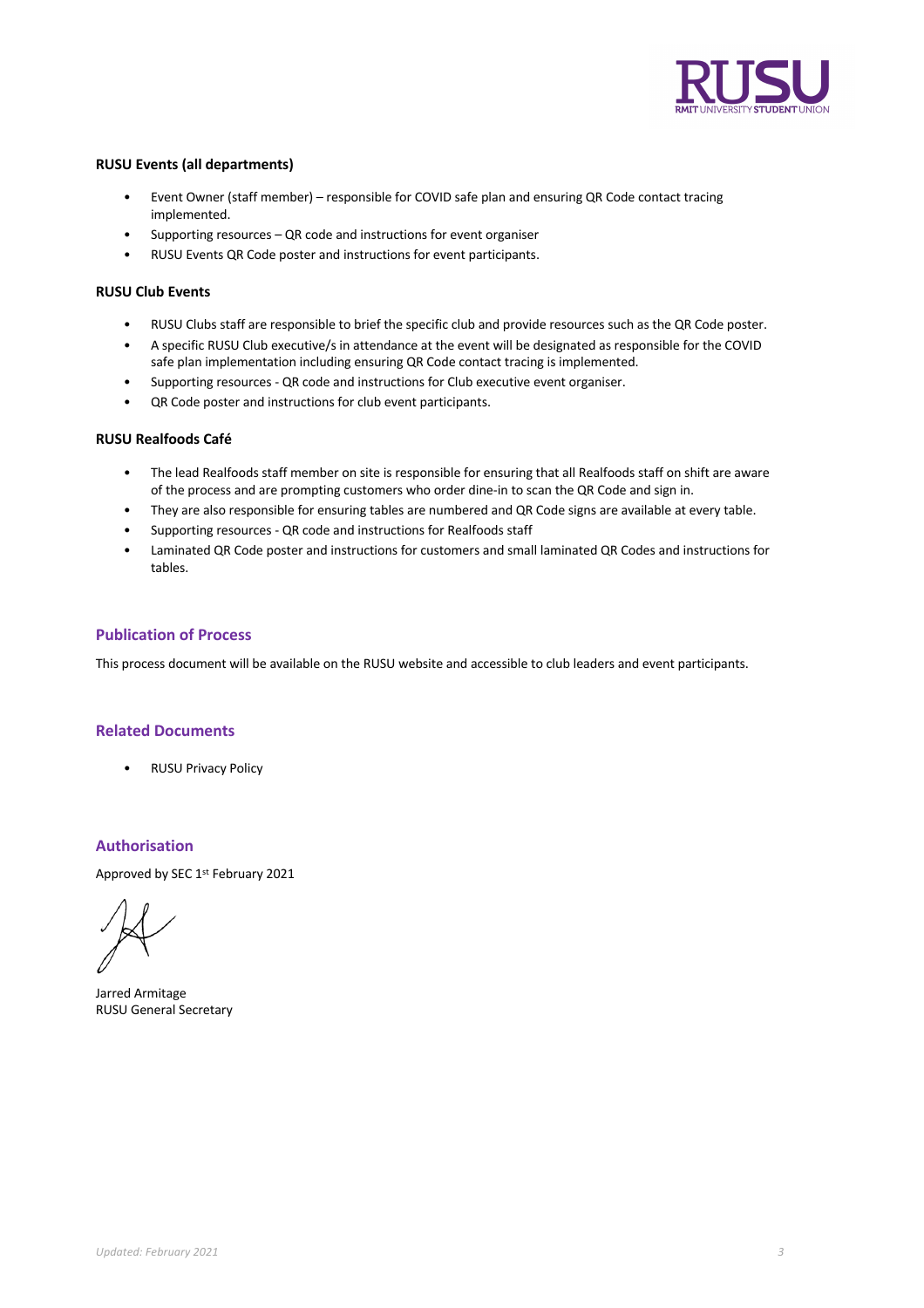**RUSU Events (all departments)**

- Event Owner (staff member) – responsible for COVID safe plan and ensuring QR Code contact tracing implemented.
- Supporting resources – QR code and instructions for event organiser
- RUSU Events QR Code poster and instructions for event participants.

**RUSU Club Events**

- RUSU Clubs staff are responsible to brief the specific club and provide resources such as the QR Code poster.
- A specific RUSU Club executive/s in attendance at the event will be designated as responsible for the COVID safe plan implementation including ensuring QR Code contact tracing is implemented.
- Supporting resources - QR code and instructions for Club executive event organiser.
- QR Code poster and instructions for club event participants.

**RUSU Realfoods Café**

- The lead Realfoods staff member on site is responsible for ensuring that all Realfoods staff on shift are aware of the process and are prompting customers who order dine-in to scan the QR Code and sign in.
- They are also responsible for ensuring tables are numbered and QR Code signs are available at every table.
- Supporting resources - QR code and instructions for Realfoods staff
- Laminated QR Code poster and instructions for customers and small laminated QR Codes and instructions for tables.

## Publication of Process

This process document will be available on the RUSU website and accessible to club leaders and event participants.

## Related Documents

- RUSU Privacy Policy

## Authorisation

Approved by SEC 1st February 2021

Jarred Armitage
RUSU General Secretary